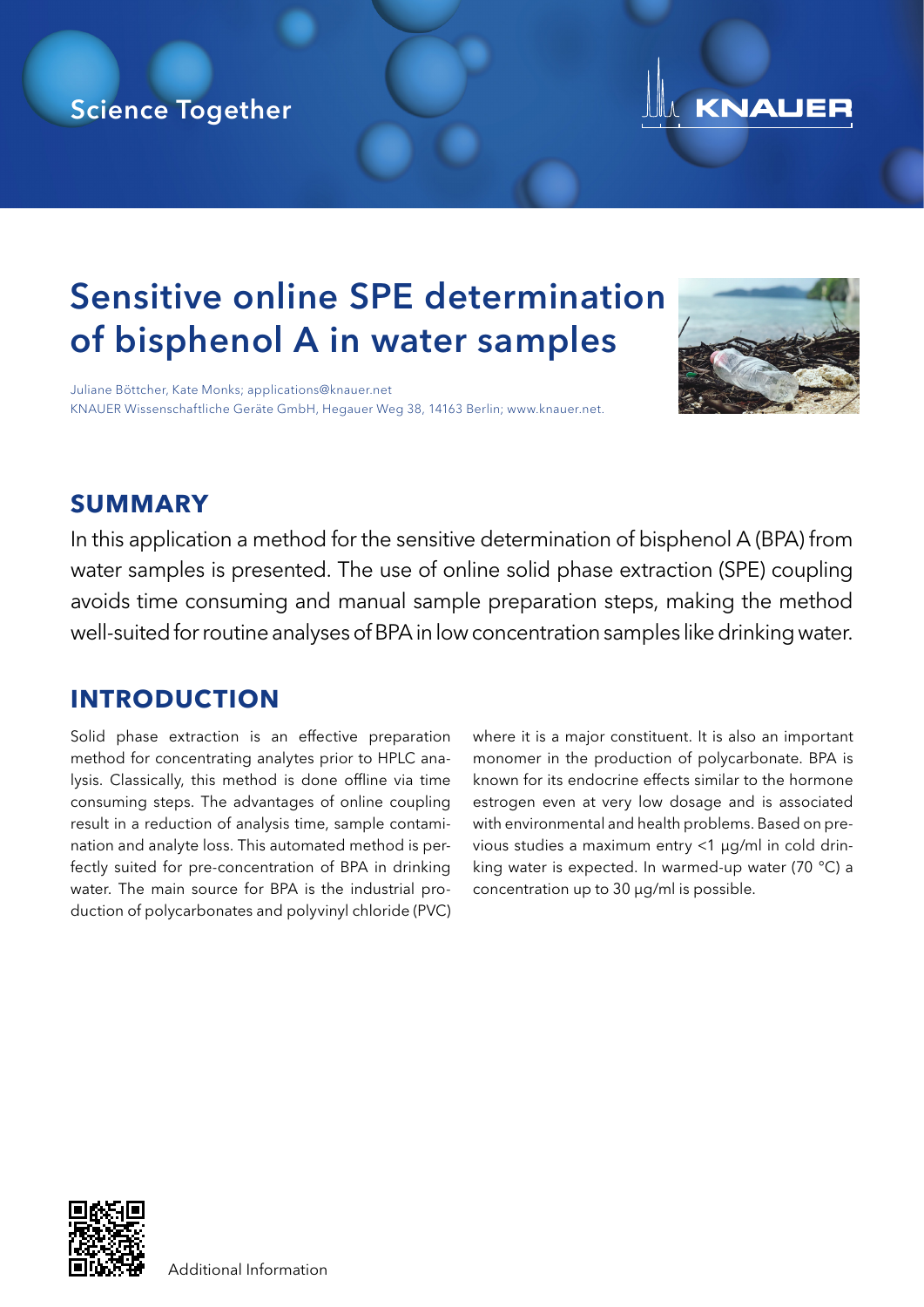Science Together

KNAUER

# Sensitive online SPE determination of bisphenol A in water samples

Juliane Böttcher, Kate Monks; applications@knauer.net
KNAUER Wissenschaftliche Geräte GmbH, Hegauer Weg 38, 14163 Berlin; www.knauer.net.

## SUMMARY

In this application a method for the sensitive determination of bisphenol A (BPA) from water samples is presented. The use of online solid phase extraction (SPE) coupling avoids time consuming and manual sample preparation steps, making the method well-suited for routine analyses of BPA in low concentration samples like drinking water.

## INTRODUCTION

Solid phase extraction is an effective preparation method for concentrating analytes prior to HPLC analysis. Classically, this method is done offline via time consuming steps. The advantages of online coupling result in a reduction of analysis time, sample contamination and analyte loss. This automated method is perfectly suited for pre-concentration of BPA in drinking water. The main source for BPA is the industrial production of polycarbonates and polyvinyl chloride (PVC) where it is a major constituent. It is also an important monomer in the production of polycarbonate. BPA is known for its endocrine effects similar to the hormone estrogen even at very low dosage and is associated with environmental and health problems. Based on previous studies a maximum entry <1 µg/ml in cold drinking water is expected. In warmed-up water (70 °C) a concentration up to 30 µg/ml is possible.

Additional Information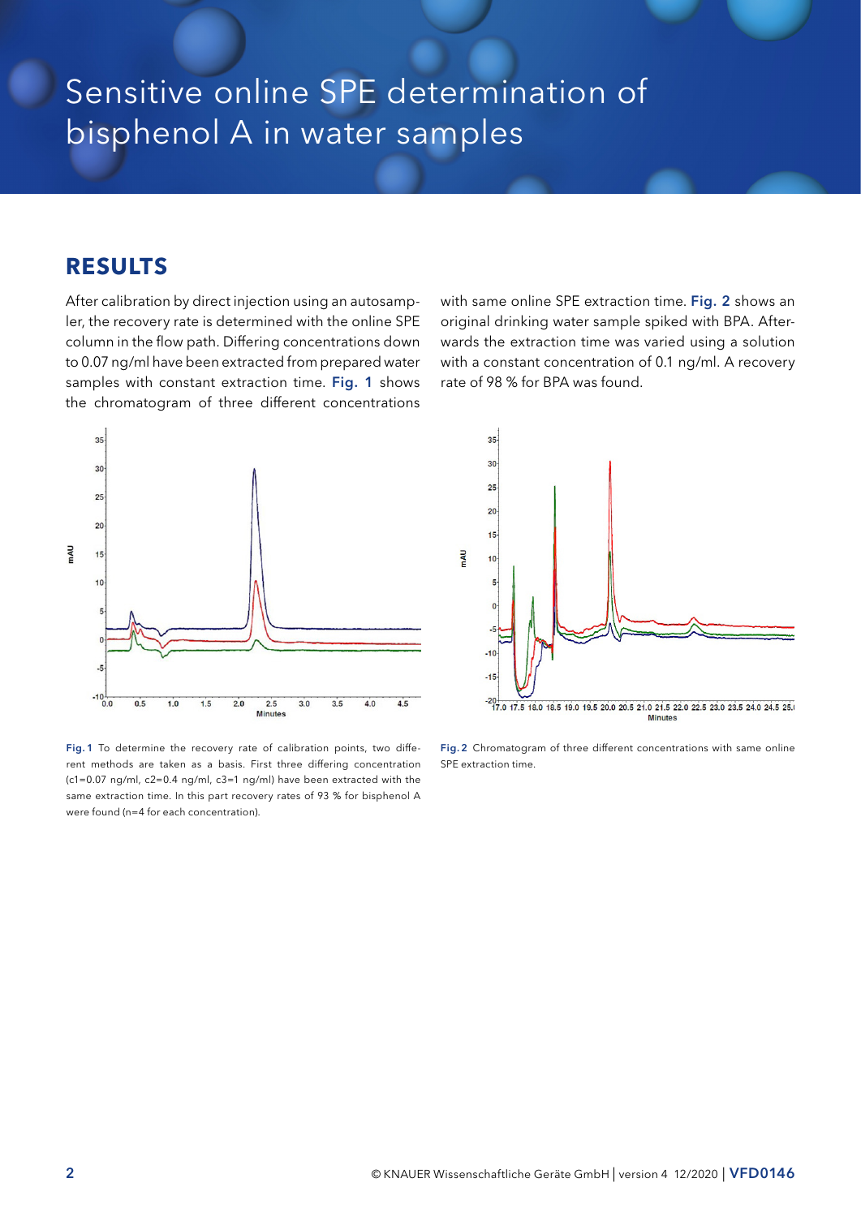# Sensitive online SPE determination of bisphenol A in water samples

## RESULTS

After calibration by direct injection using an autosampler, the recovery rate is determined with the online SPE column in the flow path. Differing concentrations down to 0.07 ng/ml have been extracted from prepared water samples with constant extraction time. **Fig. 1** shows the chromatogram of three different concentrations with same online SPE extraction time. **Fig. 2** shows an original drinking water sample spiked with BPA. Afterwards the extraction time was varied using a solution with a constant concentration of 0.1 ng/ml. A recovery rate of 98 % for BPA was found.

**Fig. 1** To determine the recovery rate of calibration points, two different methods are taken as a basis. First three differing concentration ($c1$=0.07 ng/ml, $c2$=0.4 ng/ml, $c3$=1 ng/ml) have been extracted with the same extraction time. In this part recovery rates of 93 % for bisphenol A were found (n=4 for each concentration).

**Fig. 2** Chromatogram of three different concentrations with same online SPE extraction time.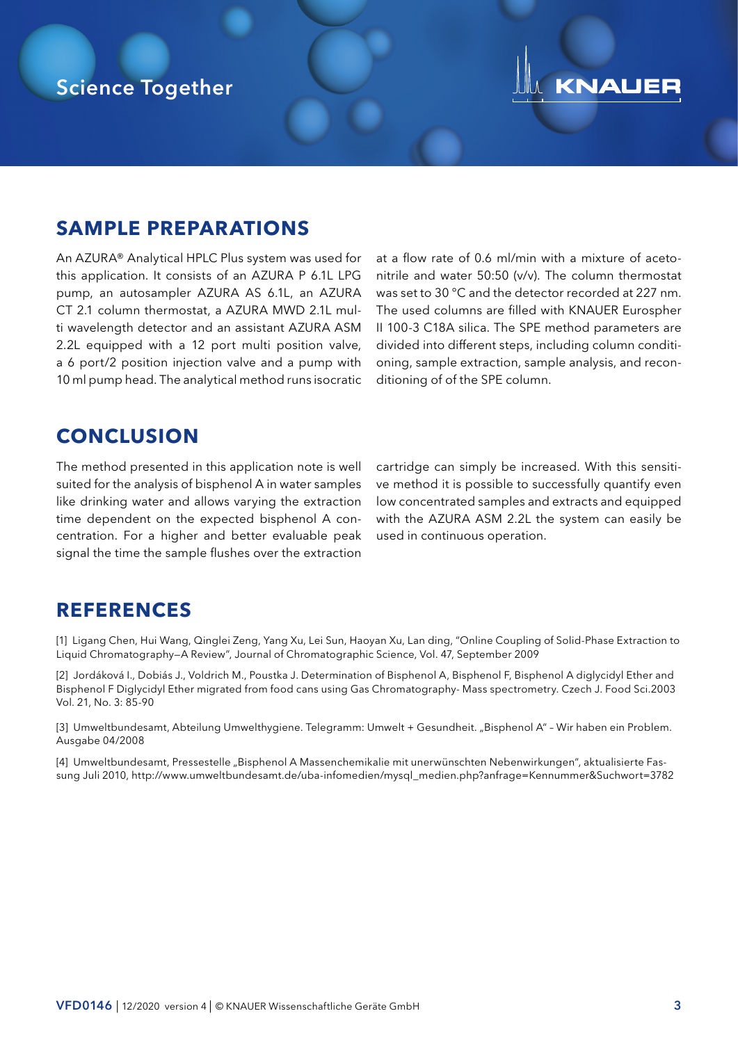## SAMPLE PREPARATIONS

An AZURA® Analytical HPLC Plus system was used for this application. It consists of an AZURA P 6.1L LPG pump, an autosampler AZURA AS 6.1L, an AZURA CT 2.1 column thermostat, a AZURA MWD 2.1L multi wavelength detector and an assistant AZURA ASM 2.2L equipped with a 12 port multi position valve, a 6 port/2 position injection valve and a pump with 10 ml pump head. The analytical method runs isocratic at a flow rate of 0.6 ml/min with a mixture of acetonitrile and water 50:50 (v/v). The column thermostat was set to 30 °C and the detector recorded at 227 nm. The used columns are filled with KNAUER Eurospher II 100-3 C18A silica. The SPE method parameters are divided into different steps, including column conditioning, sample extraction, sample analysis, and reconditioning of of the SPE column.

## CONCLUSION

The method presented in this application note is well suited for the analysis of bisphenol A in water samples like drinking water and allows varying the extraction time dependent on the expected bisphenol A concentration. For a higher and better evaluable peak signal the time the sample flushes over the extraction cartridge can simply be increased. With this sensitive method it is possible to successfully quantify even low concentrated samples and extracts and equipped with the AZURA ASM 2.2L the system can easily be used in continuous operation.

## REFERENCES

[1] Ligang Chen, Hui Wang, Qinglei Zeng, Yang Xu, Lei Sun, Haoyan Xu, Lan ding, "Online Coupling of Solid-Phase Extraction to Liquid Chromatography—A Review", Journal of Chromatographic Science, Vol. 47, September 2009

[2] Jordáková I., Dobiás J., Voldrich M., Poustka J. Determination of Bisphenol A, Bisphenol F, Bisphenol A diglycidyl Ether and Bisphenol F Diglycidyl Ether migrated from food cans using Gas Chromatography- Mass spectrometry. Czech J. Food Sci.2003 Vol. 21, No. 3: 85-90

[3] Umweltbundesamt, Abteilung Umwelthygiene. Telegramm: Umwelt + Gesundheit. „Bisphenol A" – Wir haben ein Problem. Ausgabe 04/2008

[4] Umweltbundesamt, Pressestelle „Bisphenol A Massenchemikalie mit unerwünschten Nebenwirkungen", aktualisierte Fassung Juli 2010, http://www.umweltbundesamt.de/uba-infomedien/mysql_medien.php?anfrage=Kennummer&Suchwort=3782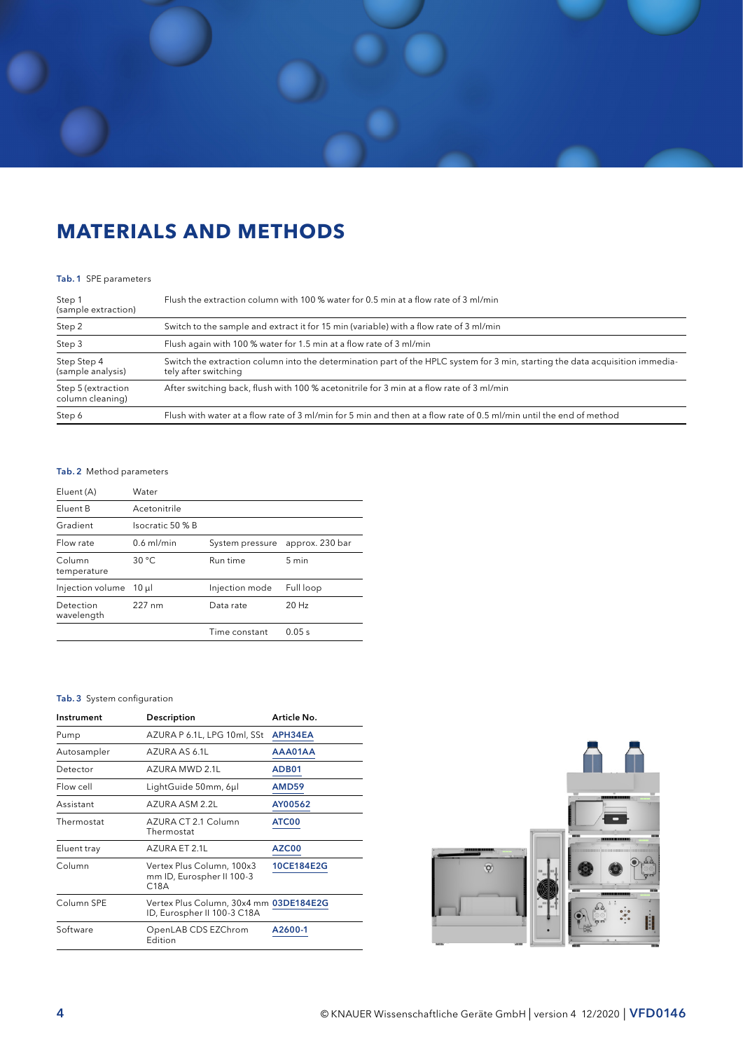# MATERIALS AND METHODS

**Tab. 1** SPE parameters

| | |
|---|---|
| Step 1 (sample extraction) | Flush the extraction column with 100 % water for 0.5 min at a flow rate of 3 ml/min |
| Step 2 | Switch to the sample and extract it for 15 min (variable) with a flow rate of 3 ml/min |
| Step 3 | Flush again with 100 % water for 1.5 min at a flow rate of 3 ml/min |
| Step Step 4 (sample analysis) | Switch the extraction column into the determination part of the HPLC system for 3 min, starting the data acquisition immediately after switching |
| Step 5 (extraction column cleaning) | After switching back, flush with 100 % acetonitrile for 3 min at a flow rate of 3 ml/min |
| Step 6 | Flush with water at a flow rate of 3 ml/min for 5 min and then at a flow rate of 0.5 ml/min until the end of method |

**Tab. 2** Method parameters

| | | | |
|---|---|---|---|
| Eluent (A) | Water | | |
| Eluent B | Acetonitrile | | |
| Gradient | Isocratic 50 % B | | |
| Flow rate | 0.6 ml/min | System pressure | approx. 230 bar |
| Column temperature | 30 °C | Run time | 5 min |
| Injection volume | 10 µl | Injection mode | Full loop |
| Detection wavelength | 227 nm | Data rate | 20 Hz |
| | | Time constant | 0.05 s |

**Tab. 3** System configuration

| Instrument | Description | Article No. |
|---|---|---|
| Pump | AZURA P 6.1L, LPG 10ml, SSt | APH34EA |
| Autosampler | AZURA AS 6.1L | AAA01AA |
| Detector | AZURA MWD 2.1L | ADB01 |
| Flow cell | LightGuide 50mm, 6µl | AMD59 |
| Assistant | AZURA ASM 2.2L | AY00562 |
| Thermostat | AZURA CT 2.1 Column Thermostat | ATC00 |
| Eluent tray | AZURA ET 2.1L | AZC00 |
| Column | Vertex Plus Column, 100x3 mm ID, Eurospher II 100-3 C18A | 10CE184E2G |
| Column SPE | Vertex Plus Column, 30x4 mm ID, Eurospher II 100-3 C18A | 03DE184E2G |
| Software | OpenLAB CDS EZChrom Edition | A2600-1 |

© KNAUER Wissenschaftliche Geräte GmbH | version 4 12/2020 | VFD0146